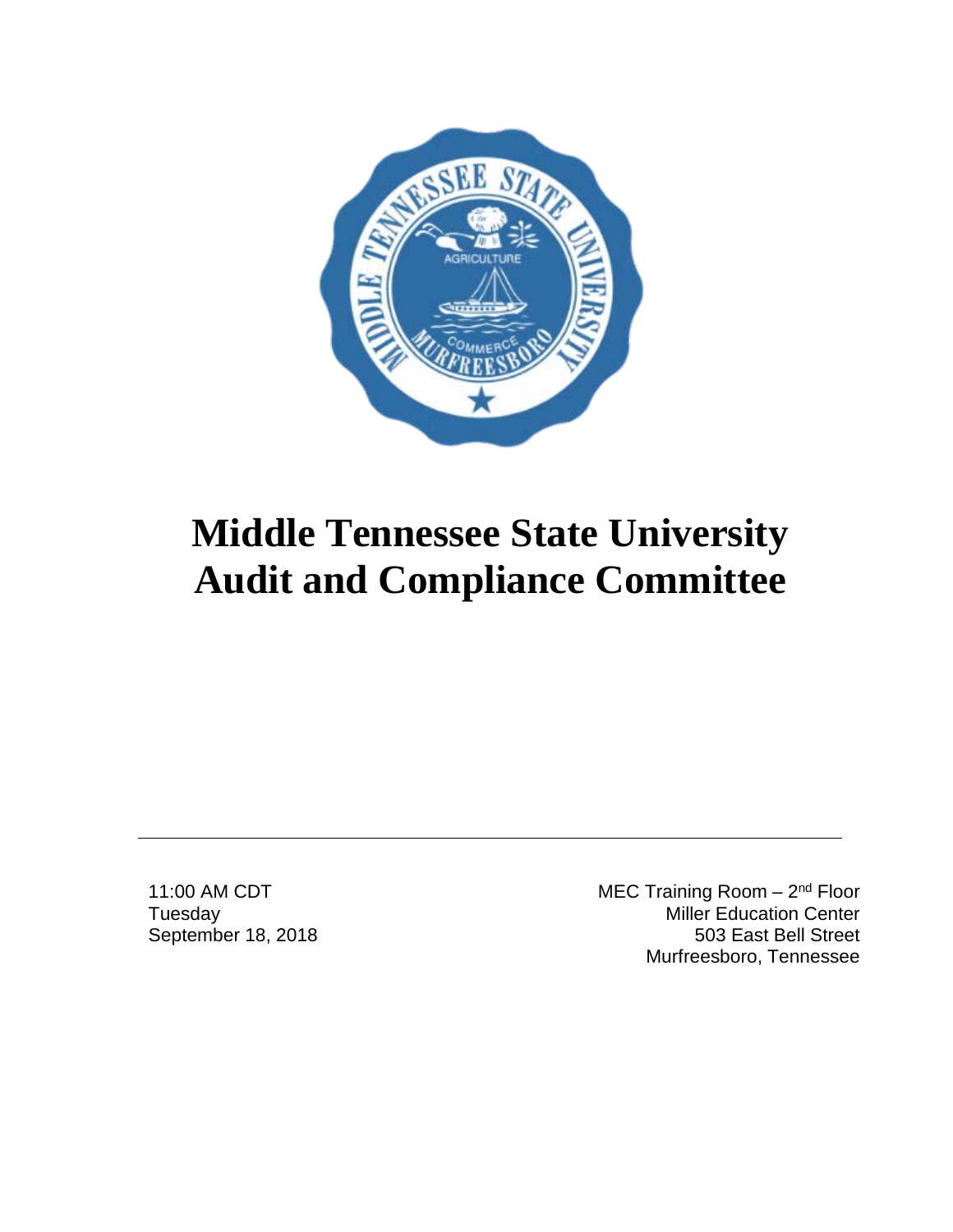# Middle Tennessee State University Audit and Compliance Committee

11:00 AM CDT
Tuesday
September 18, 2018

MEC Training Room – 2nd Floor
Miller Education Center
503 East Bell Street
Murfreesboro, Tennessee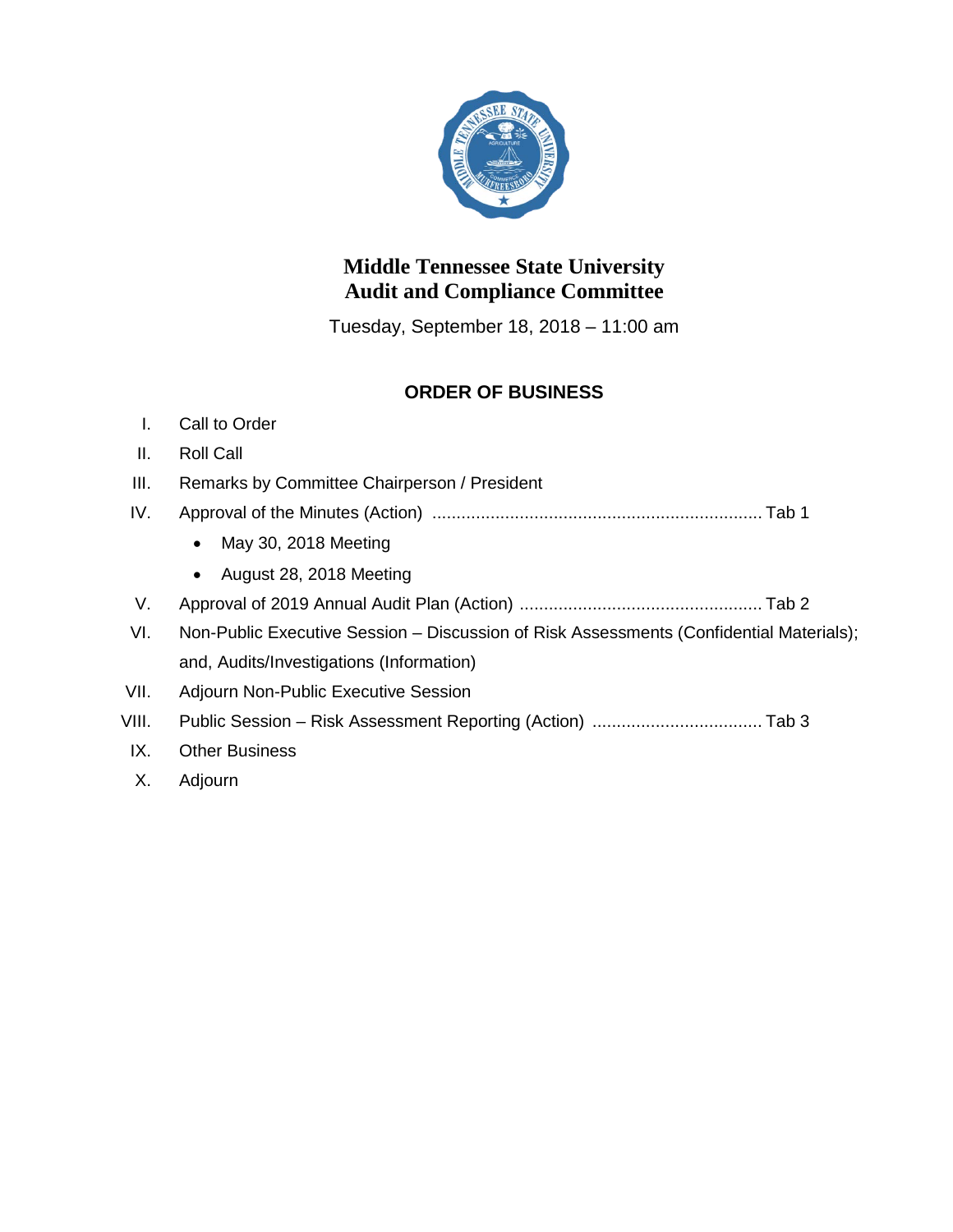# Middle Tennessee State University
# Audit and Compliance Committee

Tuesday, September 18, 2018 – 11:00 am

## ORDER OF BUSINESS

I. Call to Order

II. Roll Call

III. Remarks by Committee Chairperson / President

IV. Approval of the Minutes (Action) .................................................................... Tab 1

- May 30, 2018 Meeting
- August 28, 2018 Meeting

V. Approval of 2019 Annual Audit Plan (Action) ................................................. Tab 2

VI. Non-Public Executive Session – Discussion of Risk Assessments (Confidential Materials); and, Audits/Investigations (Information)

VII. Adjourn Non-Public Executive Session

VIII. Public Session – Risk Assessment Reporting (Action) .................................. Tab 3

IX. Other Business

X. Adjourn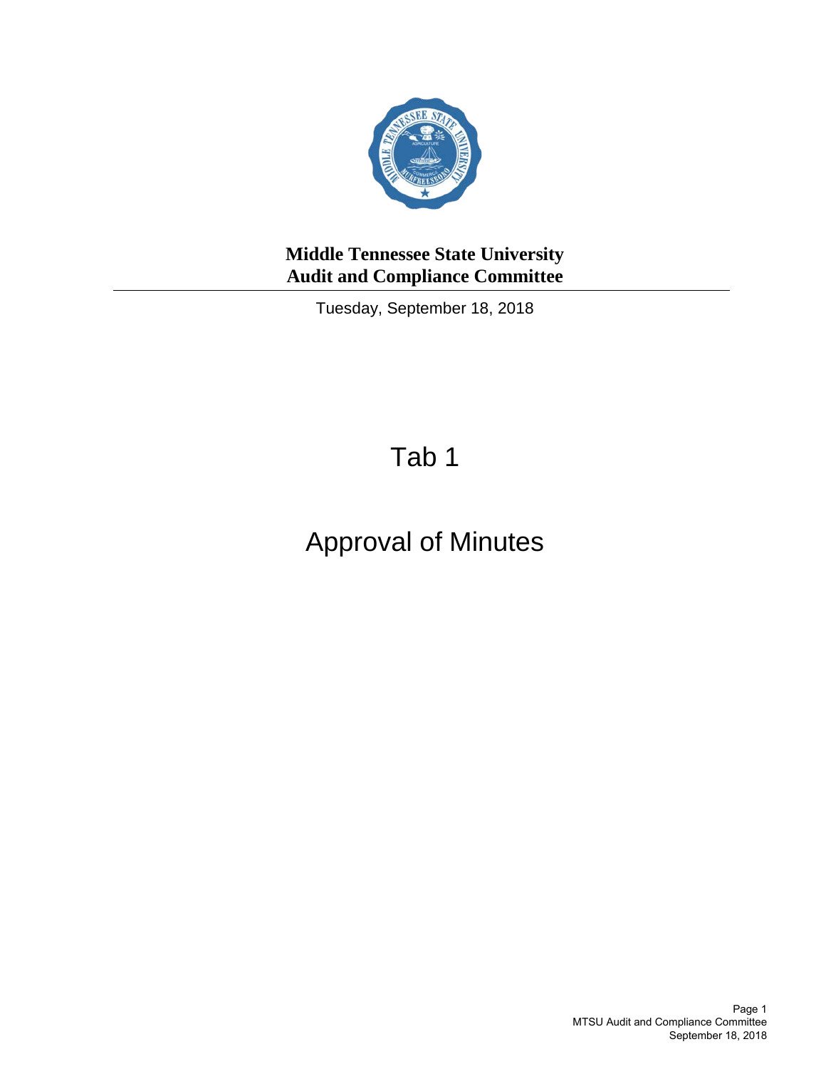**Middle Tennessee State University**
**Audit and Compliance Committee**

---

Tuesday, September 18, 2018

# Tab 1

# Approval of Minutes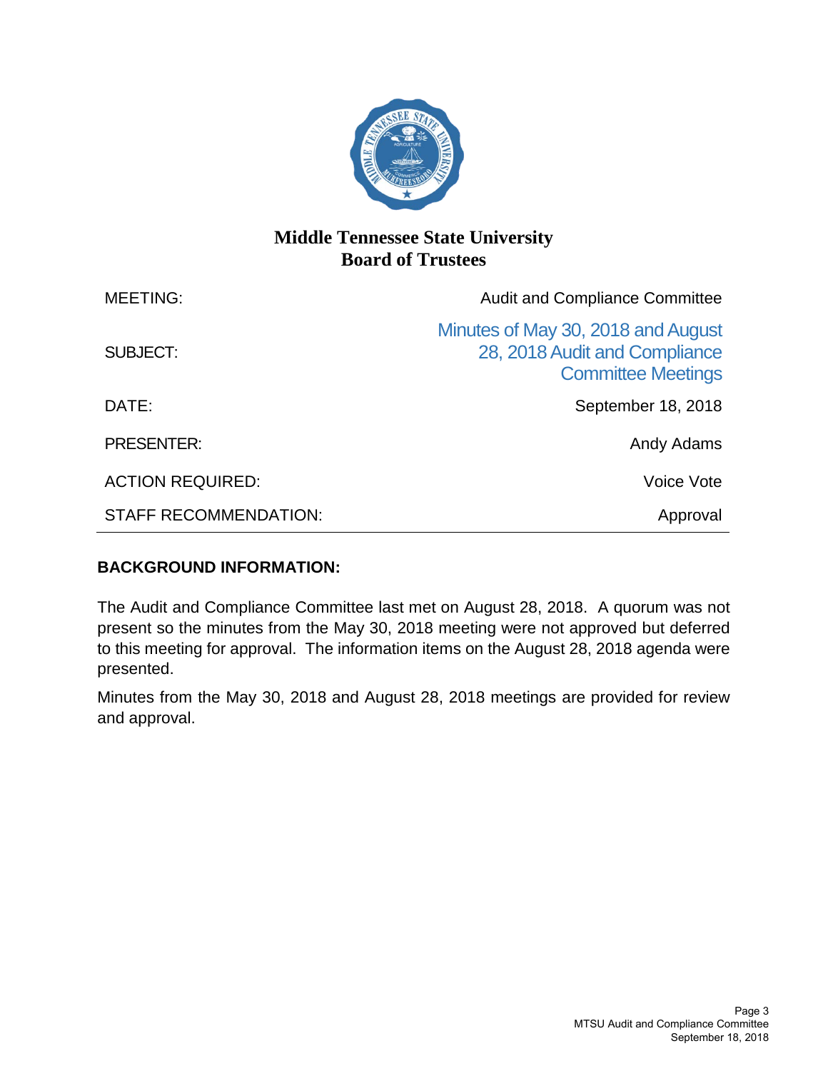## Middle Tennessee State University
## Board of Trustees

| | |
|---|---|
| MEETING: | Audit and Compliance Committee |
| SUBJECT: | Minutes of May 30, 2018 and August 28, 2018 Audit and Compliance Committee Meetings |
| DATE: | September 18, 2018 |
| PRESENTER: | Andy Adams |
| ACTION REQUIRED: | Voice Vote |
| STAFF RECOMMENDATION: | Approval |

**BACKGROUND INFORMATION:**

The Audit and Compliance Committee last met on August 28, 2018. A quorum was not present so the minutes from the May 30, 2018 meeting were not approved but deferred to this meeting for approval. The information items on the August 28, 2018 agenda were presented.

Minutes from the May 30, 2018 and August 28, 2018 meetings are provided for review and approval.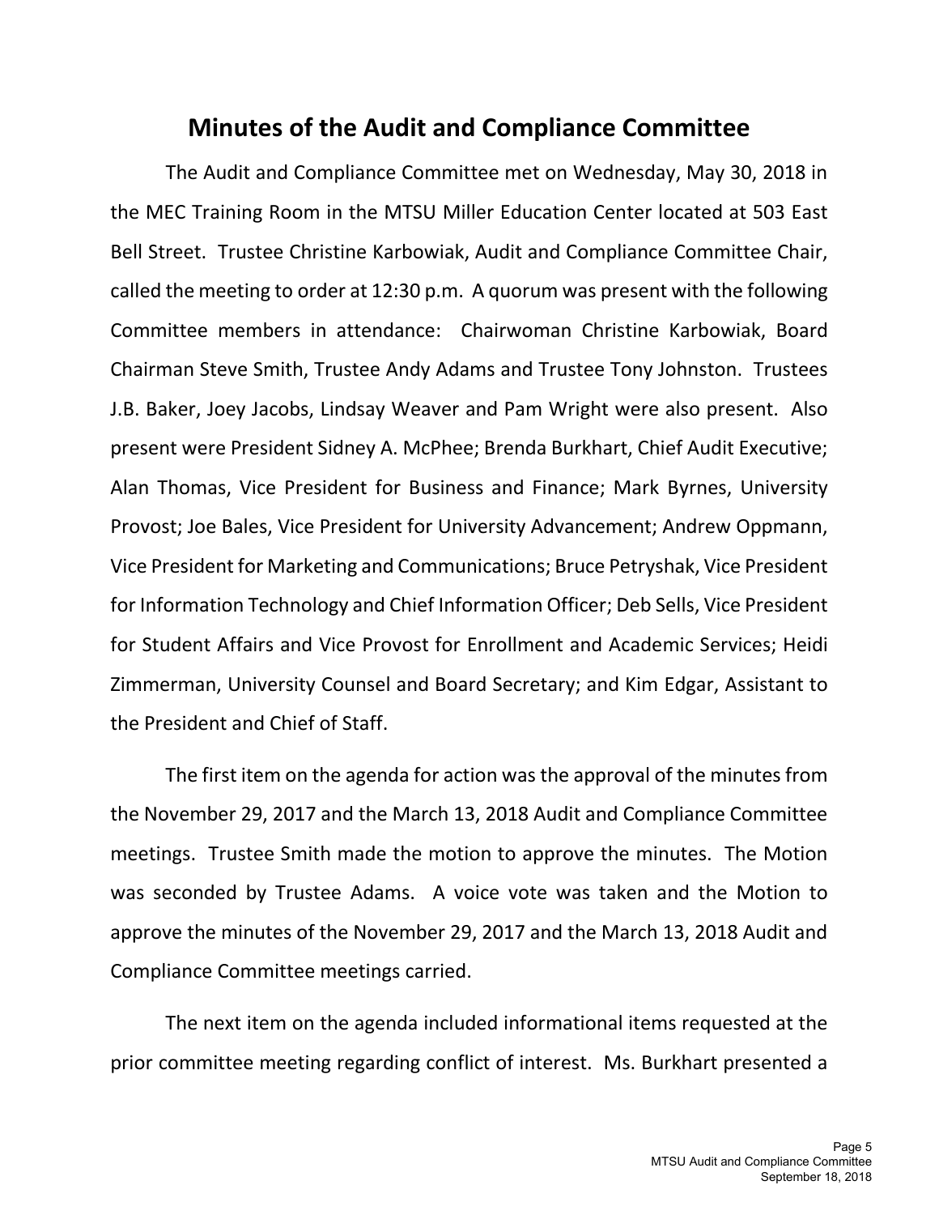# Minutes of the Audit and Compliance Committee

The Audit and Compliance Committee met on Wednesday, May 30, 2018 in the MEC Training Room in the MTSU Miller Education Center located at 503 East Bell Street. Trustee Christine Karbowiak, Audit and Compliance Committee Chair, called the meeting to order at 12:30 p.m. A quorum was present with the following Committee members in attendance: Chairwoman Christine Karbowiak, Board Chairman Steve Smith, Trustee Andy Adams and Trustee Tony Johnston. Trustees J.B. Baker, Joey Jacobs, Lindsay Weaver and Pam Wright were also present. Also present were President Sidney A. McPhee; Brenda Burkhart, Chief Audit Executive; Alan Thomas, Vice President for Business and Finance; Mark Byrnes, University Provost; Joe Bales, Vice President for University Advancement; Andrew Oppmann, Vice President for Marketing and Communications; Bruce Petryshak, Vice President for Information Technology and Chief Information Officer; Deb Sells, Vice President for Student Affairs and Vice Provost for Enrollment and Academic Services; Heidi Zimmerman, University Counsel and Board Secretary; and Kim Edgar, Assistant to the President and Chief of Staff.

The first item on the agenda for action was the approval of the minutes from the November 29, 2017 and the March 13, 2018 Audit and Compliance Committee meetings. Trustee Smith made the motion to approve the minutes. The Motion was seconded by Trustee Adams. A voice vote was taken and the Motion to approve the minutes of the November 29, 2017 and the March 13, 2018 Audit and Compliance Committee meetings carried.

The next item on the agenda included informational items requested at the prior committee meeting regarding conflict of interest. Ms. Burkhart presented a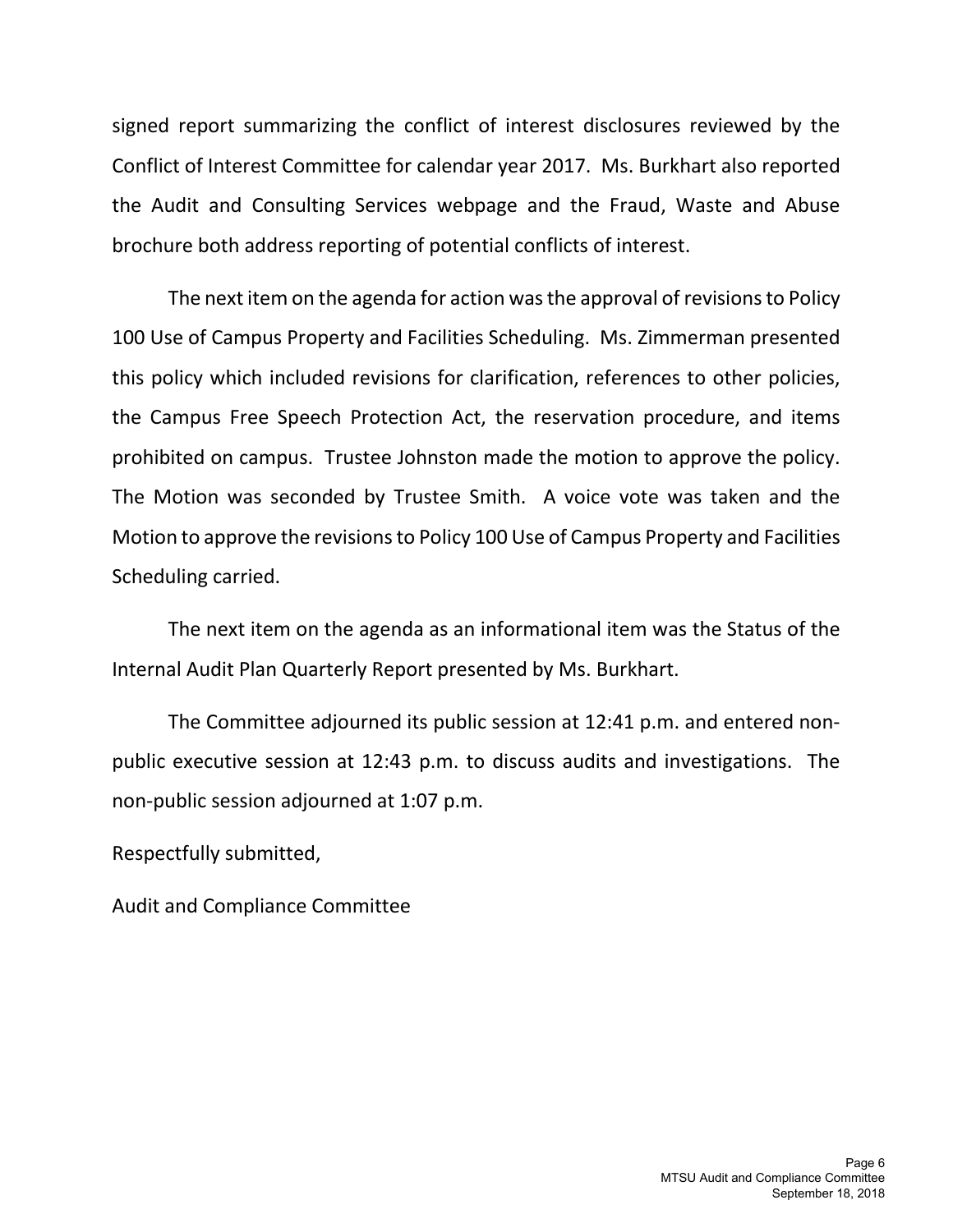signed report summarizing the conflict of interest disclosures reviewed by the Conflict of Interest Committee for calendar year 2017. Ms. Burkhart also reported the Audit and Consulting Services webpage and the Fraud, Waste and Abuse brochure both address reporting of potential conflicts of interest.

The next item on the agenda for action was the approval of revisions to Policy 100 Use of Campus Property and Facilities Scheduling. Ms. Zimmerman presented this policy which included revisions for clarification, references to other policies, the Campus Free Speech Protection Act, the reservation procedure, and items prohibited on campus. Trustee Johnston made the motion to approve the policy. The Motion was seconded by Trustee Smith. A voice vote was taken and the Motion to approve the revisions to Policy 100 Use of Campus Property and Facilities Scheduling carried.

The next item on the agenda as an informational item was the Status of the Internal Audit Plan Quarterly Report presented by Ms. Burkhart.

The Committee adjourned its public session at 12:41 p.m. and entered non-public executive session at 12:43 p.m. to discuss audits and investigations. The non-public session adjourned at 1:07 p.m.

Respectfully submitted,

Audit and Compliance Committee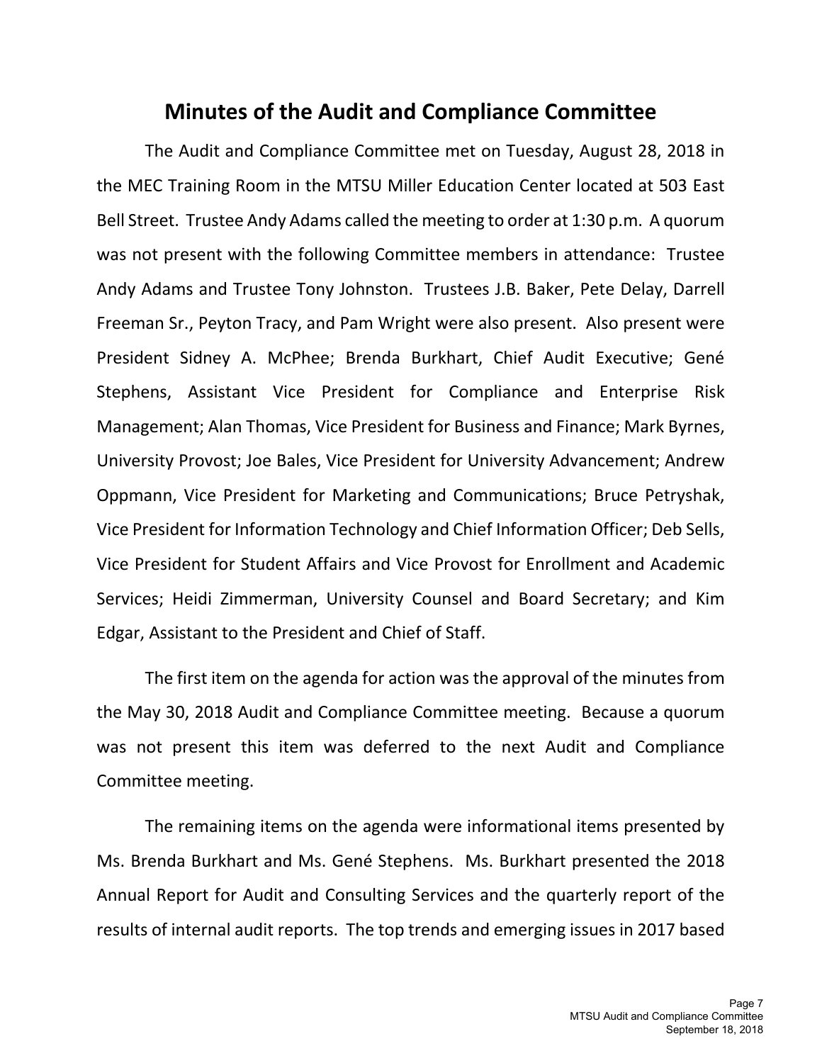# Minutes of the Audit and Compliance Committee

The Audit and Compliance Committee met on Tuesday, August 28, 2018 in the MEC Training Room in the MTSU Miller Education Center located at 503 East Bell Street. Trustee Andy Adams called the meeting to order at 1:30 p.m. A quorum was not present with the following Committee members in attendance: Trustee Andy Adams and Trustee Tony Johnston. Trustees J.B. Baker, Pete Delay, Darrell Freeman Sr., Peyton Tracy, and Pam Wright were also present. Also present were President Sidney A. McPhee; Brenda Burkhart, Chief Audit Executive; Gené Stephens, Assistant Vice President for Compliance and Enterprise Risk Management; Alan Thomas, Vice President for Business and Finance; Mark Byrnes, University Provost; Joe Bales, Vice President for University Advancement; Andrew Oppmann, Vice President for Marketing and Communications; Bruce Petryshak, Vice President for Information Technology and Chief Information Officer; Deb Sells, Vice President for Student Affairs and Vice Provost for Enrollment and Academic Services; Heidi Zimmerman, University Counsel and Board Secretary; and Kim Edgar, Assistant to the President and Chief of Staff.

The first item on the agenda for action was the approval of the minutes from the May 30, 2018 Audit and Compliance Committee meeting. Because a quorum was not present this item was deferred to the next Audit and Compliance Committee meeting.

The remaining items on the agenda were informational items presented by Ms. Brenda Burkhart and Ms. Gené Stephens. Ms. Burkhart presented the 2018 Annual Report for Audit and Consulting Services and the quarterly report of the results of internal audit reports. The top trends and emerging issues in 2017 based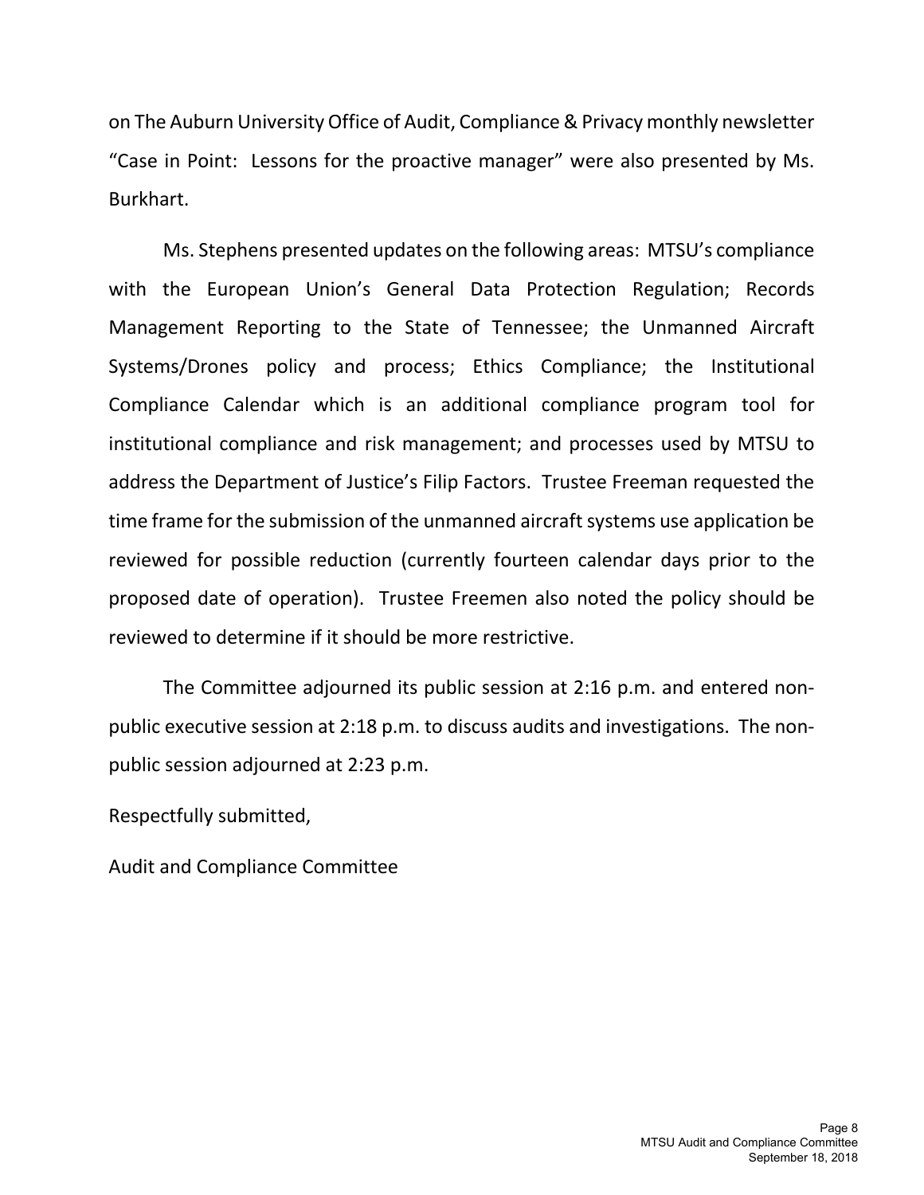on The Auburn University Office of Audit, Compliance & Privacy monthly newsletter "Case in Point: Lessons for the proactive manager" were also presented by Ms. Burkhart.

Ms. Stephens presented updates on the following areas: MTSU's compliance with the European Union's General Data Protection Regulation; Records Management Reporting to the State of Tennessee; the Unmanned Aircraft Systems/Drones policy and process; Ethics Compliance; the Institutional Compliance Calendar which is an additional compliance program tool for institutional compliance and risk management; and processes used by MTSU to address the Department of Justice's Filip Factors. Trustee Freeman requested the time frame for the submission of the unmanned aircraft systems use application be reviewed for possible reduction (currently fourteen calendar days prior to the proposed date of operation). Trustee Freemen also noted the policy should be reviewed to determine if it should be more restrictive.

The Committee adjourned its public session at 2:16 p.m. and entered non-public executive session at 2:18 p.m. to discuss audits and investigations. The non-public session adjourned at 2:23 p.m.

Respectfully submitted,

Audit and Compliance Committee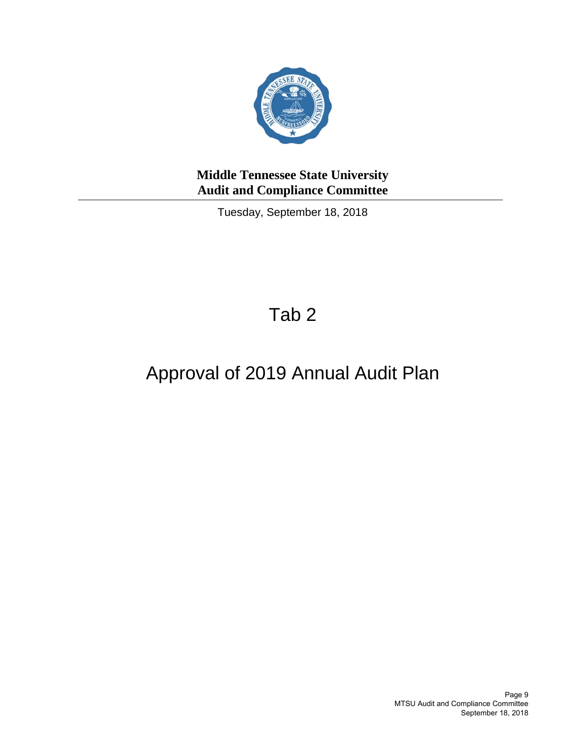**Middle Tennessee State University**
**Audit and Compliance Committee**

Tuesday, September 18, 2018

# Tab 2

# Approval of 2019 Annual Audit Plan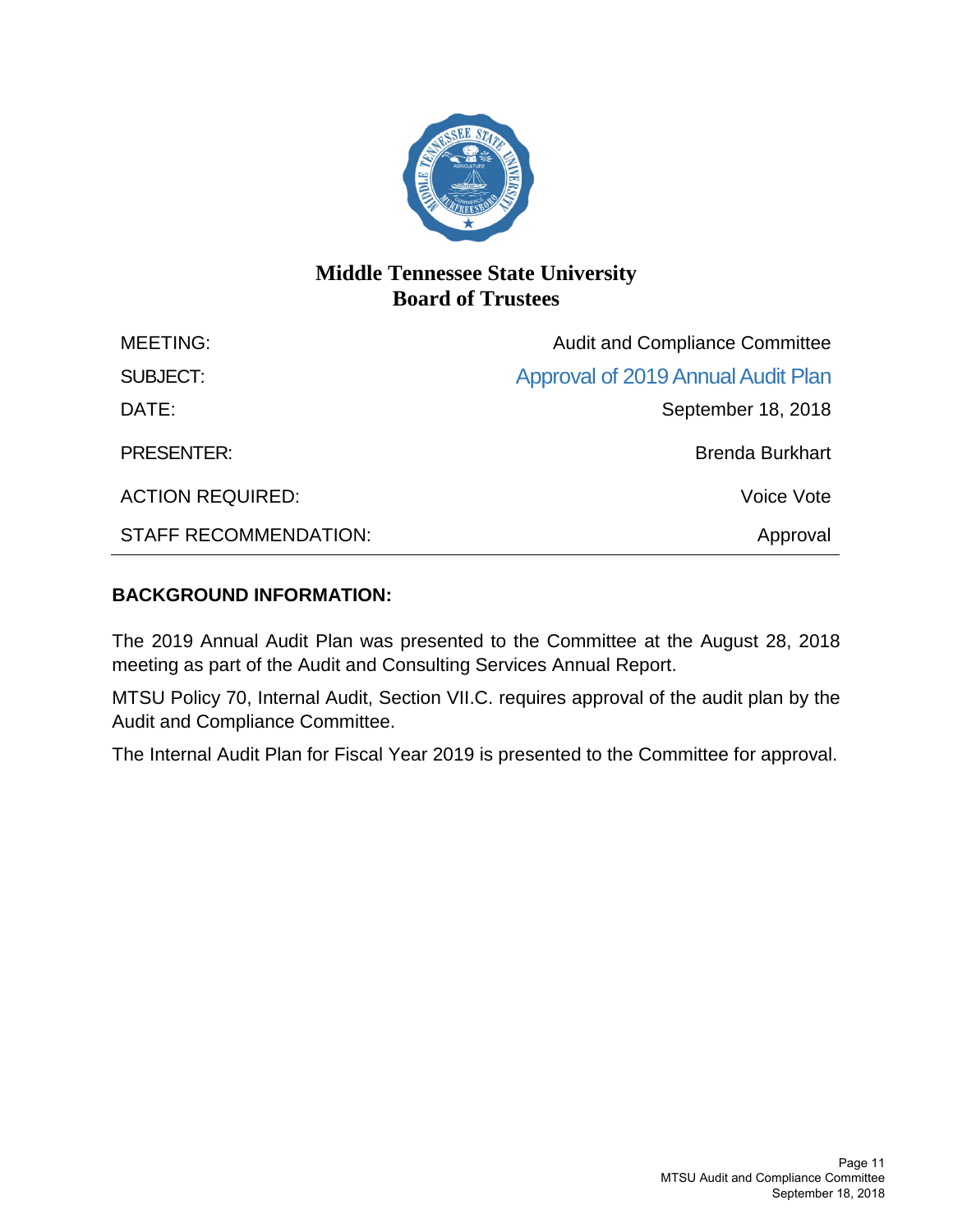# Middle Tennessee State University
# Board of Trustees

| | |
|---|---|
| MEETING: | Audit and Compliance Committee |
| SUBJECT: | Approval of 2019 Annual Audit Plan |
| DATE: | September 18, 2018 |
| PRESENTER: | Brenda Burkhart |
| ACTION REQUIRED: | Voice Vote |
| STAFF RECOMMENDATION: | Approval |

**BACKGROUND INFORMATION:**

The 2019 Annual Audit Plan was presented to the Committee at the August 28, 2018 meeting as part of the Audit and Consulting Services Annual Report.

MTSU Policy 70, Internal Audit, Section VII.C. requires approval of the audit plan by the Audit and Compliance Committee.

The Internal Audit Plan for Fiscal Year 2019 is presented to the Committee for approval.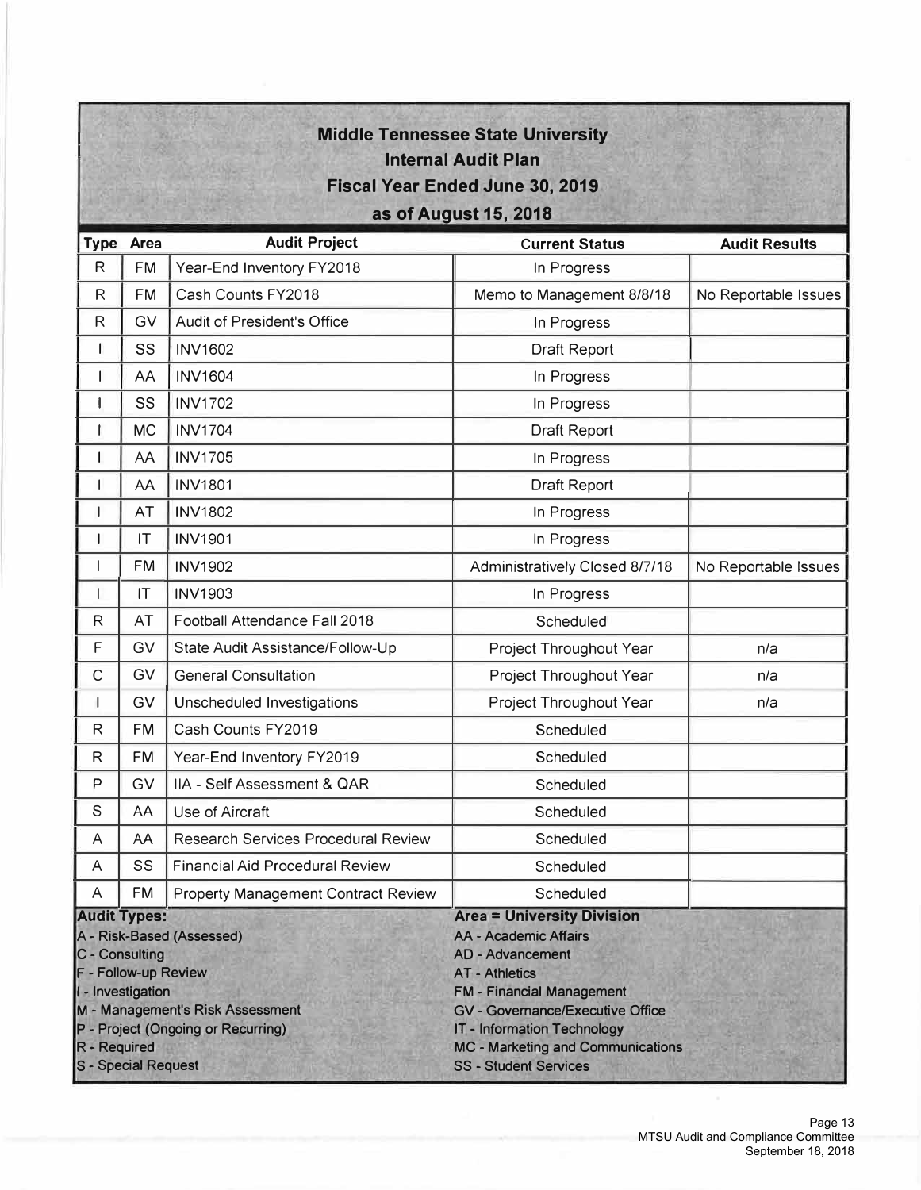# Middle Tennessee State University
## Internal Audit Plan
## Fiscal Year Ended June 30, 2019
## as of August 15, 2018

| Type | Area | Audit Project | Current Status | Audit Results |
|---|---|---|---|---|
| R | FM | Year-End Inventory FY2018 | In Progress | |
| R | FM | Cash Counts FY2018 | Memo to Management 8/8/18 | No Reportable Issues |
| R | GV | Audit of President's Office | In Progress | |
| I | SS | INV1602 | Draft Report | |
| I | AA | INV1604 | In Progress | |
| I | SS | INV1702 | In Progress | |
| I | MC | INV1704 | Draft Report | |
| I | AA | INV1705 | In Progress | |
| I | AA | INV1801 | Draft Report | |
| I | AT | INV1802 | In Progress | |
| I | IT | INV1901 | In Progress | |
| I | FM | INV1902 | Administratively Closed 8/7/18 | No Reportable Issues |
| I | IT | INV1903 | In Progress | |
| R | AT | Football Attendance Fall 2018 | Scheduled | |
| F | GV | State Audit Assistance/Follow-Up | Project Throughout Year | n/a |
| C | GV | General Consultation | Project Throughout Year | n/a |
| I | GV | Unscheduled Investigations | Project Throughout Year | n/a |
| R | FM | Cash Counts FY2019 | Scheduled | |
| R | FM | Year-End Inventory FY2019 | Scheduled | |
| P | GV | IIA - Self Assessment & QAR | Scheduled | |
| S | AA | Use of Aircraft | Scheduled | |
| A | AA | Research Services Procedural Review | Scheduled | |
| A | SS | Financial Aid Procedural Review | Scheduled | |
| A | FM | Property Management Contract Review | Scheduled | |

**Audit Types:**
A - Risk-Based (Assessed)
C - Consulting
F - Follow-up Review
I - Investigation
M - Management's Risk Assessment
P - Project (Ongoing or Recurring)
R - Required
S - Special Request

**Area = University Division**
AA - Academic Affairs
AD - Advancement
AT - Athletics
FM - Financial Management
GV - Governance/Executive Office
IT - Information Technology
MC - Marketing and Communications
SS - Student Services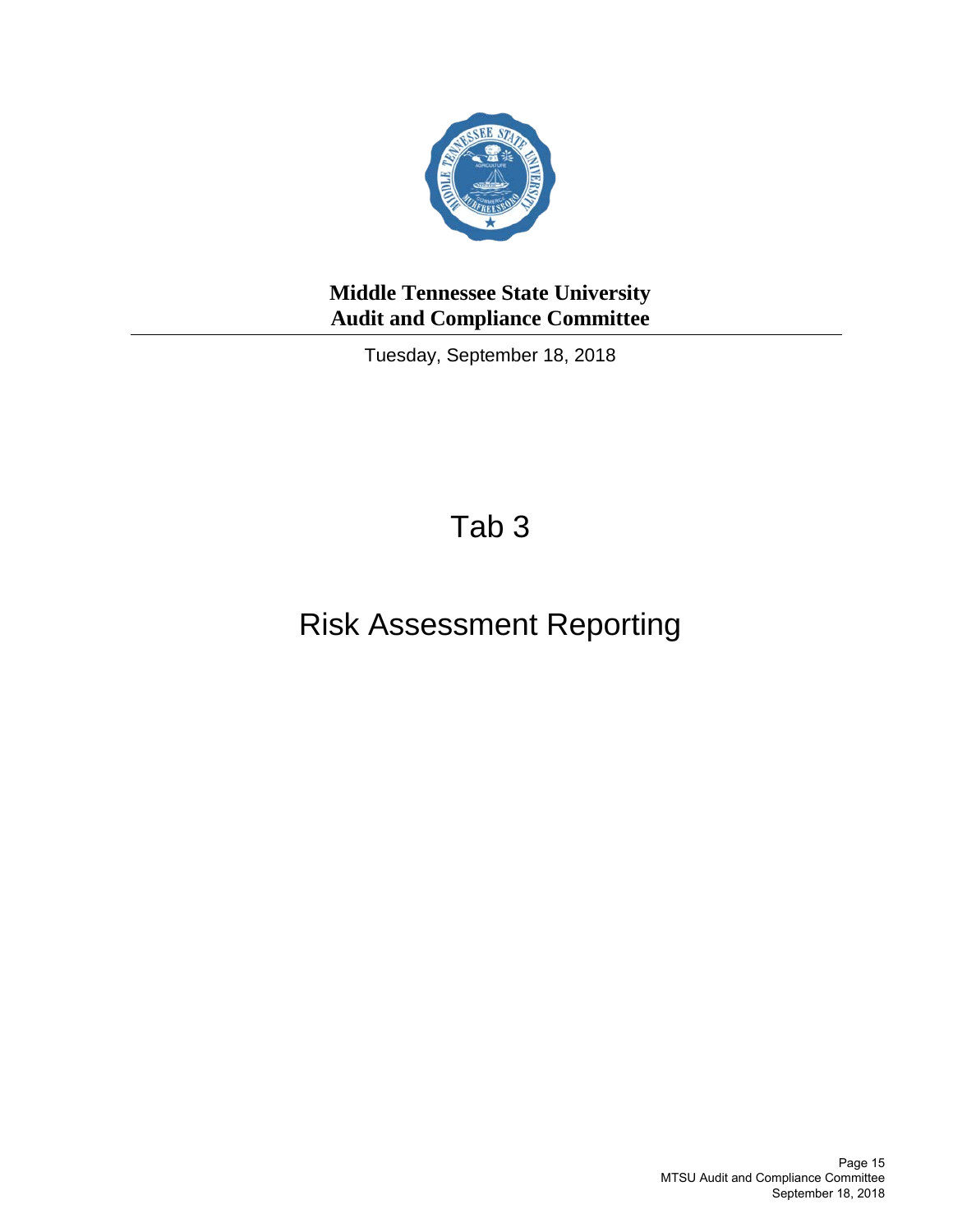**Middle Tennessee State University**
**Audit and Compliance Committee**

Tuesday, September 18, 2018

# Tab 3

# Risk Assessment Reporting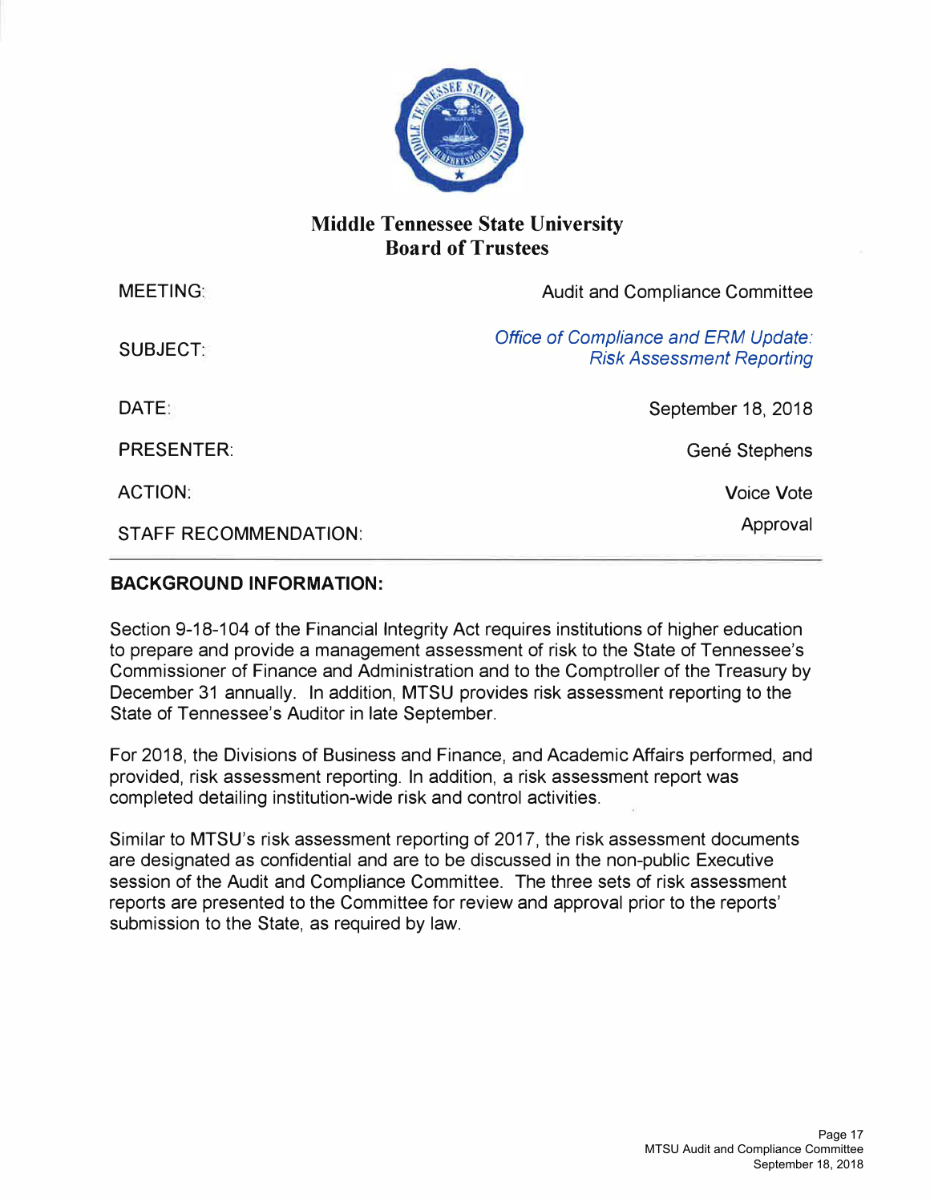# Middle Tennessee State University
## Board of Trustees

| | |
|---|---|
| MEETING: | Audit and Compliance Committee |
| SUBJECT: | *Office of Compliance and ERM Update: Risk Assessment Reporting* |
| DATE: | September 18, 2018 |
| PRESENTER: | Gené Stephens |
| ACTION: | Voice Vote |
| STAFF RECOMMENDATION: | Approval |

**BACKGROUND INFORMATION:**

Section 9-18-104 of the Financial Integrity Act requires institutions of higher education to prepare and provide a management assessment of risk to the State of Tennessee's Commissioner of Finance and Administration and to the Comptroller of the Treasury by December 31 annually. In addition, MTSU provides risk assessment reporting to the State of Tennessee's Auditor in late September.

For 2018, the Divisions of Business and Finance, and Academic Affairs performed, and provided, risk assessment reporting. In addition, a risk assessment report was completed detailing institution-wide risk and control activities.

Similar to MTSU's risk assessment reporting of 2017, the risk assessment documents are designated as confidential and are to be discussed in the non-public Executive session of the Audit and Compliance Committee. The three sets of risk assessment reports are presented to the Committee for review and approval prior to the reports' submission to the State, as required by law.